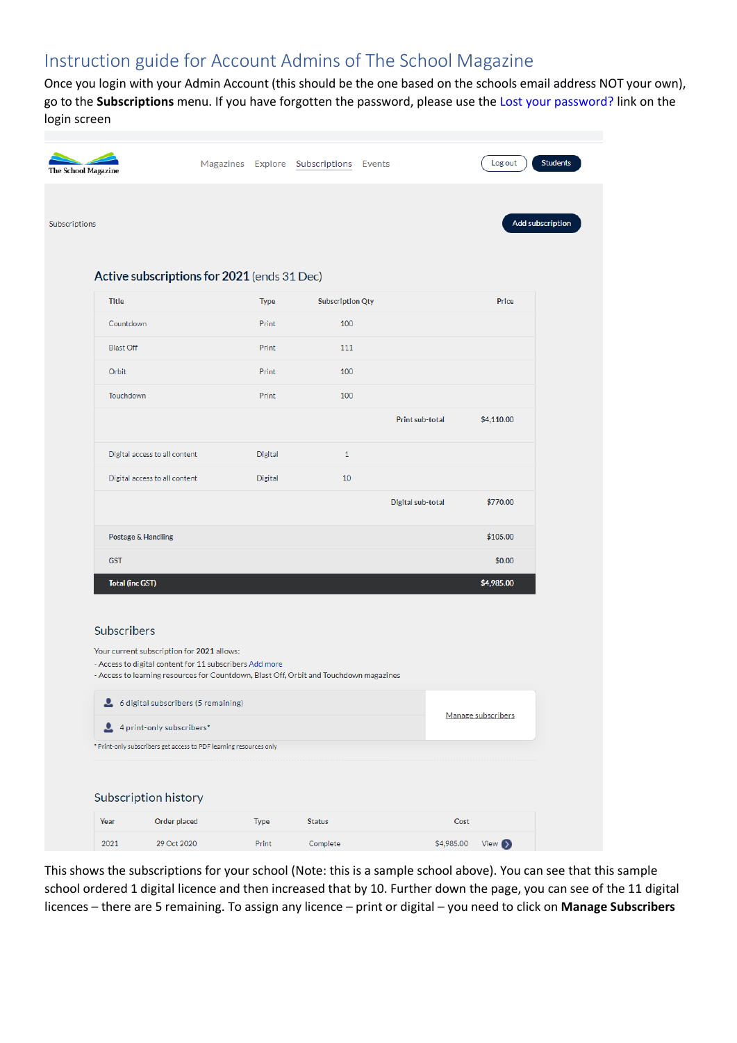# Instruction guide for Account Admins of The School Magazine

Once you login with your Admin Account (this should be the one based on the schools email address NOT your own), go to the **Subscriptions** menu. If you have forgotten the password, please use the Lost your password? link on the login screen

The School Magazine — Magazines | Explore | Subscriptions | Events — Log out | Students

Subscriptions — Add subscription

### Active subscriptions for 2021 (ends 31 Dec)

| Title | Type | Subscription Qty | | Price |
|---|---|---|---|---|
| Countdown | Print | 100 | | |
| Blast Off | Print | 111 | | |
| Orbit | Print | 100 | | |
| Touchdown | Print | 100 | | |
| | | | Print sub-total | $4,110.00 |
| Digital access to all content | Digital | 1 | | |
| Digital access to all content | Digital | 10 | | |
| | | | Digital sub-total | $770.00 |
| Postage & Handling | | | | $105.00 |
| GST | | | | $0.00 |
| **Total (inc GST)** | | | | **$4,985.00** |

### Subscribers

Your current subscription for **2021** allows:

- Access to digital content for 11 subscribers Add more
- Access to learning resources for Countdown, Blast Off, Orbit and Touchdown magazines

6 digital subscribers (5 remaining)

4 print-only subscribers*

Manage subscribers

\* Print-only subscribers get access to PDF learning resources only

### Subscription history

| Year | Order placed | Type | Status | Cost | |
|---|---|---|---|---|---|
| 2021 | 29 Oct 2020 | Print | Complete | $4,985.00 | View |

This shows the subscriptions for your school (Note: this is a sample school above). You can see that this sample school ordered 1 digital licence and then increased that by 10. Further down the page, you can see of the 11 digital licences – there are 5 remaining. To assign any licence – print or digital – you need to click on **Manage Subscribers**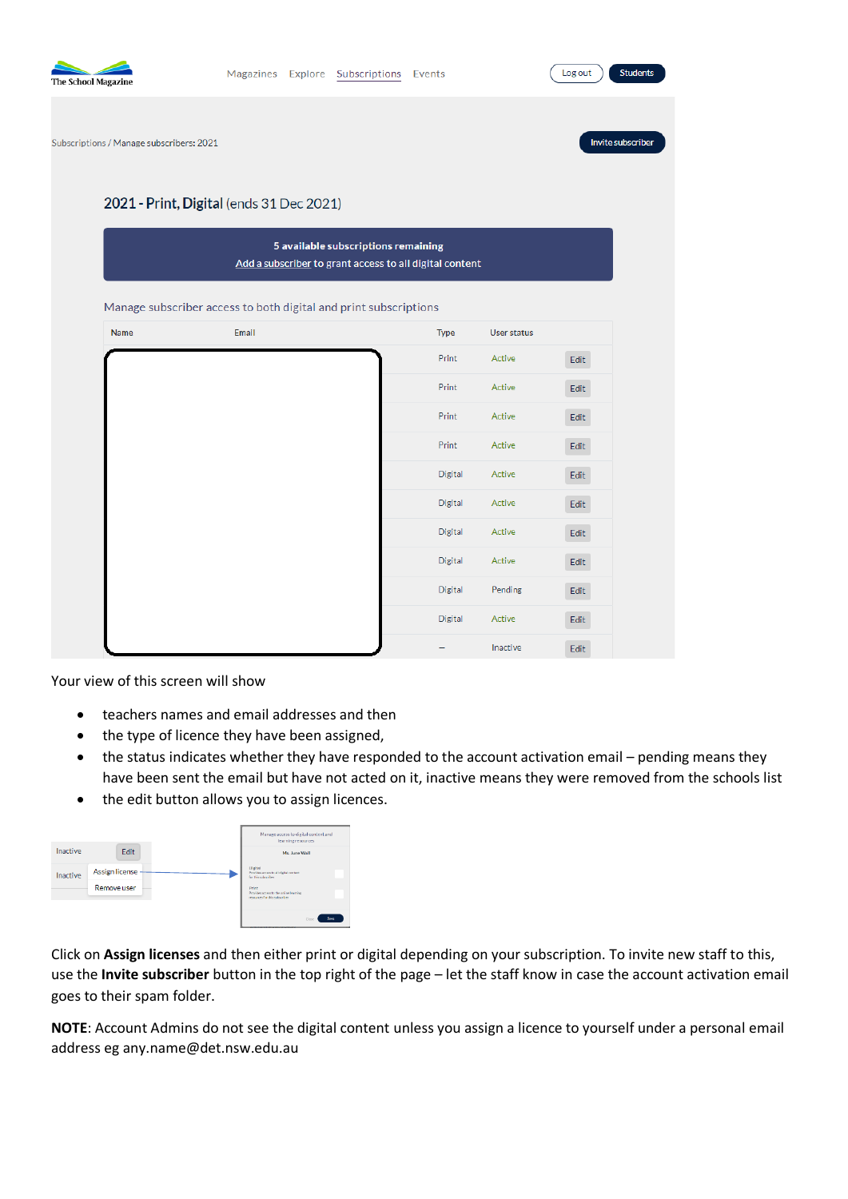The School Magazine

Magazines Explore Subscriptions Events

Log out Students

Subscriptions / Manage subscribers: 2021

Invite subscriber

2021 - Print, Digital (ends 31 Dec 2021)

**5 available subscriptions remaining**
Add a subscriber to grant access to all digital content

Manage subscriber access to both digital and print subscriptions

| Name | Email | Type | User status | |
|---|---|---|---|---|
| | | Print | Active | Edit |
| | | Print | Active | Edit |
| | | Print | Active | Edit |
| | | Print | Active | Edit |
| | | Digital | Active | Edit |
| | | Digital | Active | Edit |
| | | Digital | Active | Edit |
| | | Digital | Active | Edit |
| | | Digital | Pending | Edit |
| | | Digital | Active | Edit |
| | | – | Inactive | Edit |

Your view of this screen will show

- teachers names and email addresses and then
- the type of licence they have been assigned,
- the status indicates whether they have responded to the account activation email – pending means they have been sent the email but have not acted on it, inactive means they were removed from the schools list
- the edit button allows you to assign licences.

Inactive Edit
Inactive Assign license
Remove user

Click on **Assign licenses** and then either print or digital depending on your subscription. To invite new staff to this, use the **Invite subscriber** button in the top right of the page – let the staff know in case the account activation email goes to their spam folder.

**NOTE**: Account Admins do not see the digital content unless you assign a licence to yourself under a personal email address eg any.name@det.nsw.edu.au